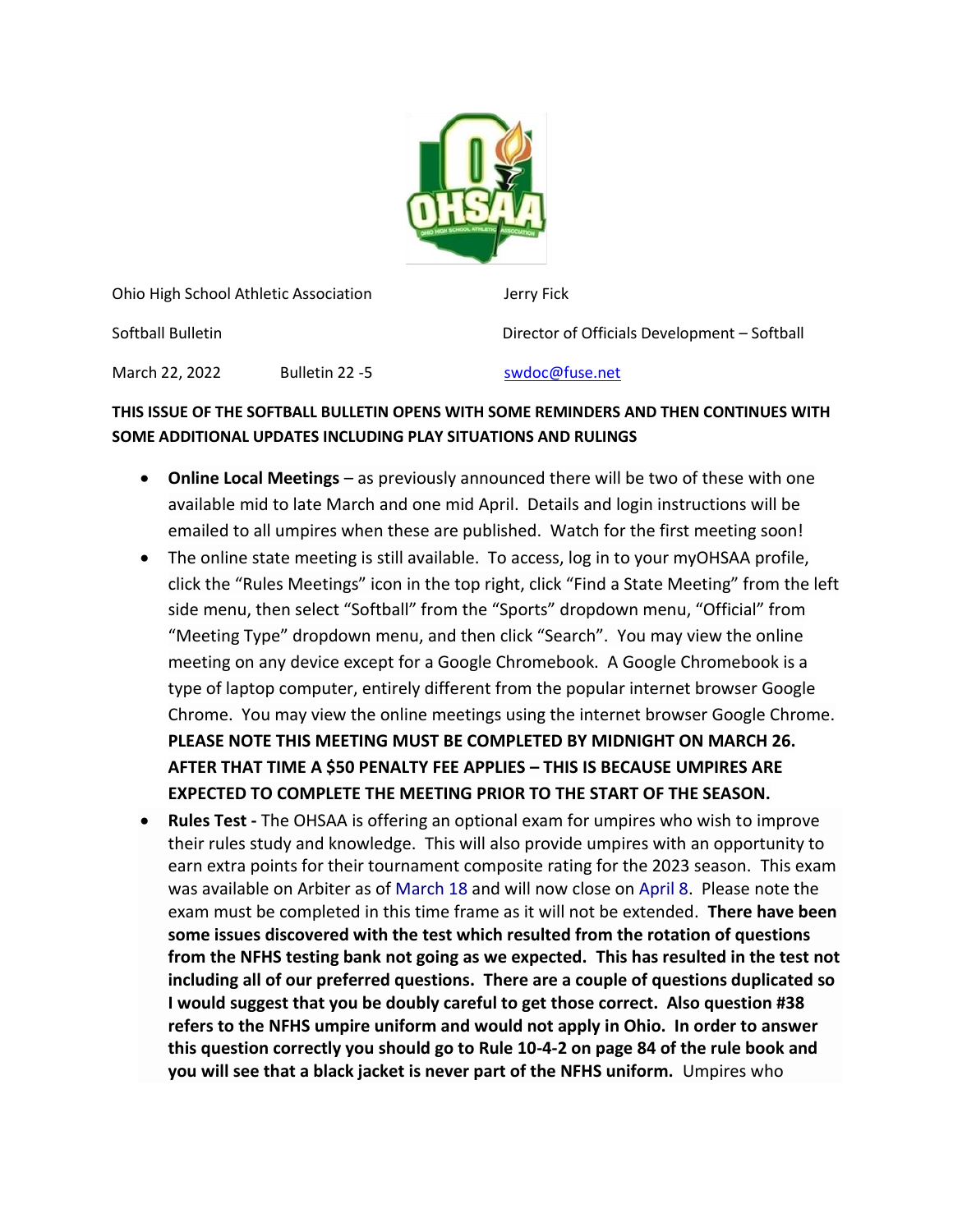Ohio High School Athletic Association

Softball Bulletin

March 22, 2022 Bulletin 22 -5

Jerry Fick

Director of Officials Development – Softball

swdoc@fuse.net

**THIS ISSUE OF THE SOFTBALL BULLETIN OPENS WITH SOME REMINDERS AND THEN CONTINUES WITH SOME ADDITIONAL UPDATES INCLUDING PLAY SITUATIONS AND RULINGS**

- **Online Local Meetings** – as previously announced there will be two of these with one available mid to late March and one mid April. Details and login instructions will be emailed to all umpires when these are published. Watch for the first meeting soon!
- The online state meeting is still available. To access, log in to your myOHSAA profile, click the "Rules Meetings" icon in the top right, click "Find a State Meeting" from the left side menu, then select "Softball" from the "Sports" dropdown menu, "Official" from "Meeting Type" dropdown menu, and then click "Search". You may view the online meeting on any device except for a Google Chromebook. A Google Chromebook is a type of laptop computer, entirely different from the popular internet browser Google Chrome. You may view the online meetings using the internet browser Google Chrome. **PLEASE NOTE THIS MEETING MUST BE COMPLETED BY MIDNIGHT ON MARCH 26. AFTER THAT TIME A $50 PENALTY FEE APPLIES – THIS IS BECAUSE UMPIRES ARE EXPECTED TO COMPLETE THE MEETING PRIOR TO THE START OF THE SEASON.**
- **Rules Test -** The OHSAA is offering an optional exam for umpires who wish to improve their rules study and knowledge. This will also provide umpires with an opportunity to earn extra points for their tournament composite rating for the 2023 season. This exam was available on Arbiter as of March 18 and will now close on April 8. Please note the exam must be completed in this time frame as it will not be extended. **There have been some issues discovered with the test which resulted from the rotation of questions from the NFHS testing bank not going as we expected. This has resulted in the test not including all of our preferred questions. There are a couple of questions duplicated so I would suggest that you be doubly careful to get those correct. Also question #38 refers to the NFHS umpire uniform and would not apply in Ohio. In order to answer this question correctly you should go to Rule 10-4-2 on page 84 of the rule book and you will see that a black jacket is never part of the NFHS uniform.** Umpires who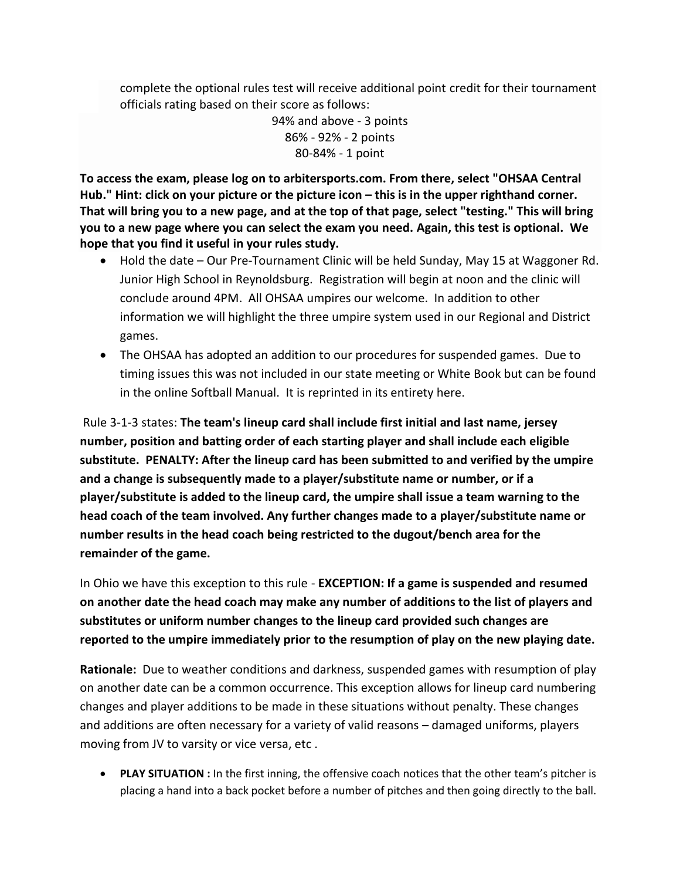complete the optional rules test will receive additional point credit for their tournament officials rating based on their score as follows:

94% and above - 3 points
86% - 92% - 2 points
80-84% - 1 point

**To access the exam, please log on to arbitersports.com. From there, select "OHSAA Central Hub." Hint: click on your picture or the picture icon – this is in the upper righthand corner. That will bring you to a new page, and at the top of that page, select "testing." This will bring you to a new page where you can select the exam you need. Again, this test is optional. We hope that you find it useful in your rules study.**

- Hold the date – Our Pre-Tournament Clinic will be held Sunday, May 15 at Waggoner Rd. Junior High School in Reynoldsburg. Registration will begin at noon and the clinic will conclude around 4PM. All OHSAA umpires our welcome. In addition to other information we will highlight the three umpire system used in our Regional and District games.
- The OHSAA has adopted an addition to our procedures for suspended games. Due to timing issues this was not included in our state meeting or White Book but can be found in the online Softball Manual. It is reprinted in its entirety here.

Rule 3-1-3 states: **The team's lineup card shall include first initial and last name, jersey number, position and batting order of each starting player and shall include each eligible substitute. PENALTY: After the lineup card has been submitted to and verified by the umpire and a change is subsequently made to a player/substitute name or number, or if a player/substitute is added to the lineup card, the umpire shall issue a team warning to the head coach of the team involved. Any further changes made to a player/substitute name or number results in the head coach being restricted to the dugout/bench area for the remainder of the game.**

In Ohio we have this exception to this rule - **EXCEPTION: If a game is suspended and resumed on another date the head coach may make any number of additions to the list of players and substitutes or uniform number changes to the lineup card provided such changes are reported to the umpire immediately prior to the resumption of play on the new playing date.**

**Rationale:** Due to weather conditions and darkness, suspended games with resumption of play on another date can be a common occurrence. This exception allows for lineup card numbering changes and player additions to be made in these situations without penalty. These changes and additions are often necessary for a variety of valid reasons – damaged uniforms, players moving from JV to varsity or vice versa, etc .

- **PLAY SITUATION :** In the first inning, the offensive coach notices that the other team's pitcher is placing a hand into a back pocket before a number of pitches and then going directly to the ball.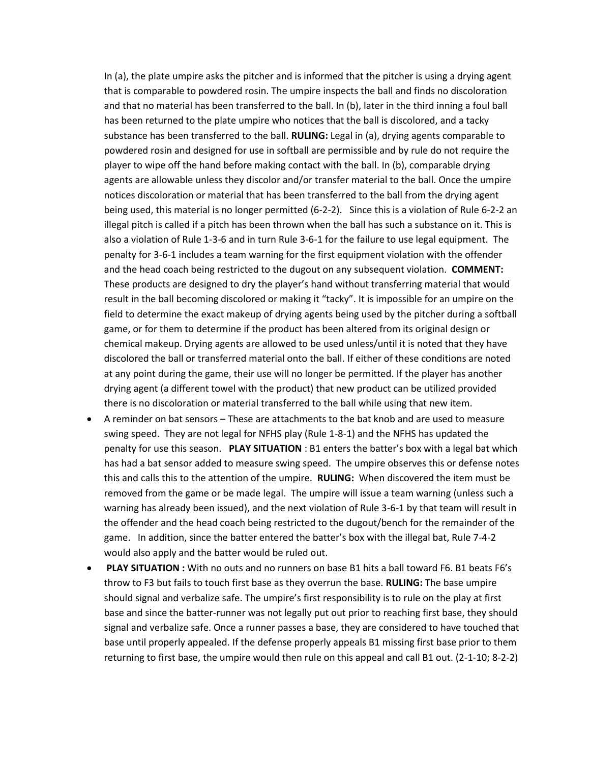In (a), the plate umpire asks the pitcher and is informed that the pitcher is using a drying agent that is comparable to powdered rosin. The umpire inspects the ball and finds no discoloration and that no material has been transferred to the ball. In (b), later in the third inning a foul ball has been returned to the plate umpire who notices that the ball is discolored, and a tacky substance has been transferred to the ball. **RULING:** Legal in (a), drying agents comparable to powdered rosin and designed for use in softball are permissible and by rule do not require the player to wipe off the hand before making contact with the ball. In (b), comparable drying agents are allowable unless they discolor and/or transfer material to the ball. Once the umpire notices discoloration or material that has been transferred to the ball from the drying agent being used, this material is no longer permitted (6-2-2). Since this is a violation of Rule 6-2-2 an illegal pitch is called if a pitch has been thrown when the ball has such a substance on it. This is also a violation of Rule 1-3-6 and in turn Rule 3-6-1 for the failure to use legal equipment. The penalty for 3-6-1 includes a team warning for the first equipment violation with the offender and the head coach being restricted to the dugout on any subsequent violation. **COMMENT:** These products are designed to dry the player's hand without transferring material that would result in the ball becoming discolored or making it "tacky". It is impossible for an umpire on the field to determine the exact makeup of drying agents being used by the pitcher during a softball game, or for them to determine if the product has been altered from its original design or chemical makeup. Drying agents are allowed to be used unless/until it is noted that they have discolored the ball or transferred material onto the ball. If either of these conditions are noted at any point during the game, their use will no longer be permitted. If the player has another drying agent (a different towel with the product) that new product can be utilized provided there is no discoloration or material transferred to the ball while using that new item.

- A reminder on bat sensors – These are attachments to the bat knob and are used to measure swing speed. They are not legal for NFHS play (Rule 1-8-1) and the NFHS has updated the penalty for use this season. **PLAY SITUATION** : B1 enters the batter's box with a legal bat which has had a bat sensor added to measure swing speed. The umpire observes this or defense notes this and calls this to the attention of the umpire. **RULING:** When discovered the item must be removed from the game or be made legal. The umpire will issue a team warning (unless such a warning has already been issued), and the next violation of Rule 3-6-1 by that team will result in the offender and the head coach being restricted to the dugout/bench for the remainder of the game. In addition, since the batter entered the batter's box with the illegal bat, Rule 7-4-2 would also apply and the batter would be ruled out.
- **PLAY SITUATION :** With no outs and no runners on base B1 hits a ball toward F6. B1 beats F6's throw to F3 but fails to touch first base as they overrun the base. **RULING:** The base umpire should signal and verbalize safe. The umpire's first responsibility is to rule on the play at first base and since the batter-runner was not legally put out prior to reaching first base, they should signal and verbalize safe. Once a runner passes a base, they are considered to have touched that base until properly appealed. If the defense properly appeals B1 missing first base prior to them returning to first base, the umpire would then rule on this appeal and call B1 out. (2-1-10; 8-2-2)